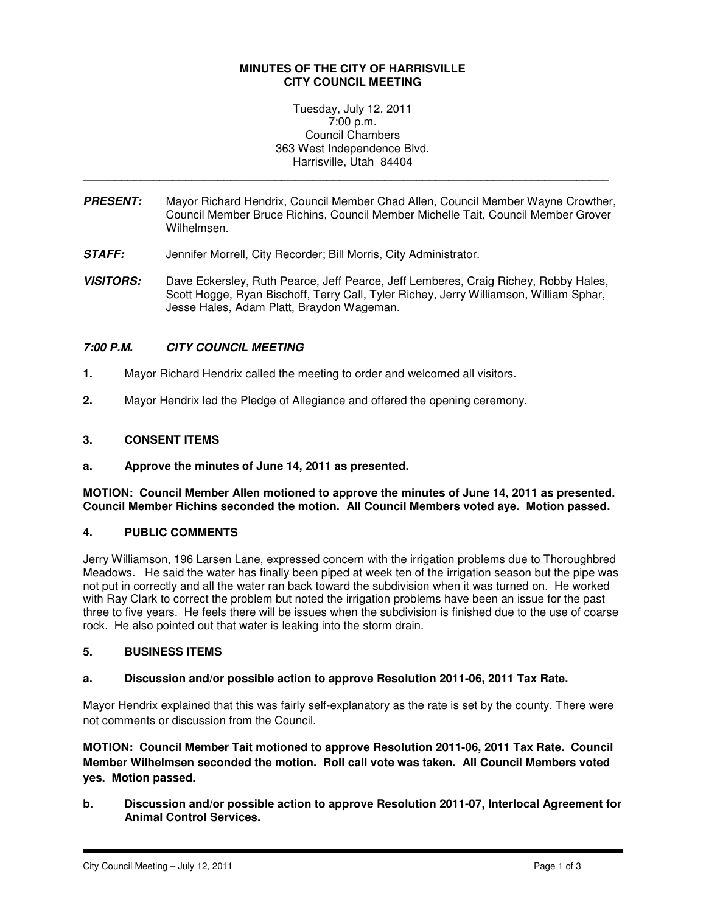**MINUTES OF THE CITY OF HARRISVILLE**
**CITY COUNCIL MEETING**

Tuesday, July 12, 2011
7:00 p.m.
Council Chambers
363 West Independence Blvd.
Harrisville, Utah 84404

---

***PRESENT:*** Mayor Richard Hendrix, Council Member Chad Allen, Council Member Wayne Crowther, Council Member Bruce Richins, Council Member Michelle Tait, Council Member Grover Wilhelmsen.

***STAFF:*** Jennifer Morrell, City Recorder; Bill Morris, City Administrator.

***VISITORS:*** Dave Eckersley, Ruth Pearce, Jeff Pearce, Jeff Lemberes, Craig Richey, Robby Hales, Scott Hogge, Ryan Bischoff, Terry Call, Tyler Richey, Jerry Williamson, William Sphar, Jesse Hales, Adam Platt, Braydon Wageman.

***7:00 P.M. CITY COUNCIL MEETING***

**1.** Mayor Richard Hendrix called the meeting to order and welcomed all visitors.

**2.** Mayor Hendrix led the Pledge of Allegiance and offered the opening ceremony.

**3. CONSENT ITEMS**

**a. Approve the minutes of June 14, 2011 as presented.**

**MOTION: Council Member Allen motioned to approve the minutes of June 14, 2011 as presented. Council Member Richins seconded the motion. All Council Members voted aye. Motion passed.**

**4. PUBLIC COMMENTS**

Jerry Williamson, 196 Larsen Lane, expressed concern with the irrigation problems due to Thoroughbred Meadows. He said the water has finally been piped at week ten of the irrigation season but the pipe was not put in correctly and all the water ran back toward the subdivision when it was turned on. He worked with Ray Clark to correct the problem but noted the irrigation problems have been an issue for the past three to five years. He feels there will be issues when the subdivision is finished due to the use of coarse rock. He also pointed out that water is leaking into the storm drain.

**5. BUSINESS ITEMS**

**a. Discussion and/or possible action to approve Resolution 2011-06, 2011 Tax Rate.**

Mayor Hendrix explained that this was fairly self-explanatory as the rate is set by the county. There were not comments or discussion from the Council.

**MOTION: Council Member Tait motioned to approve Resolution 2011-06, 2011 Tax Rate. Council Member Wilhelmsen seconded the motion. Roll call vote was taken. All Council Members voted yes. Motion passed.**

**b. Discussion and/or possible action to approve Resolution 2011-07, Interlocal Agreement for Animal Control Services.**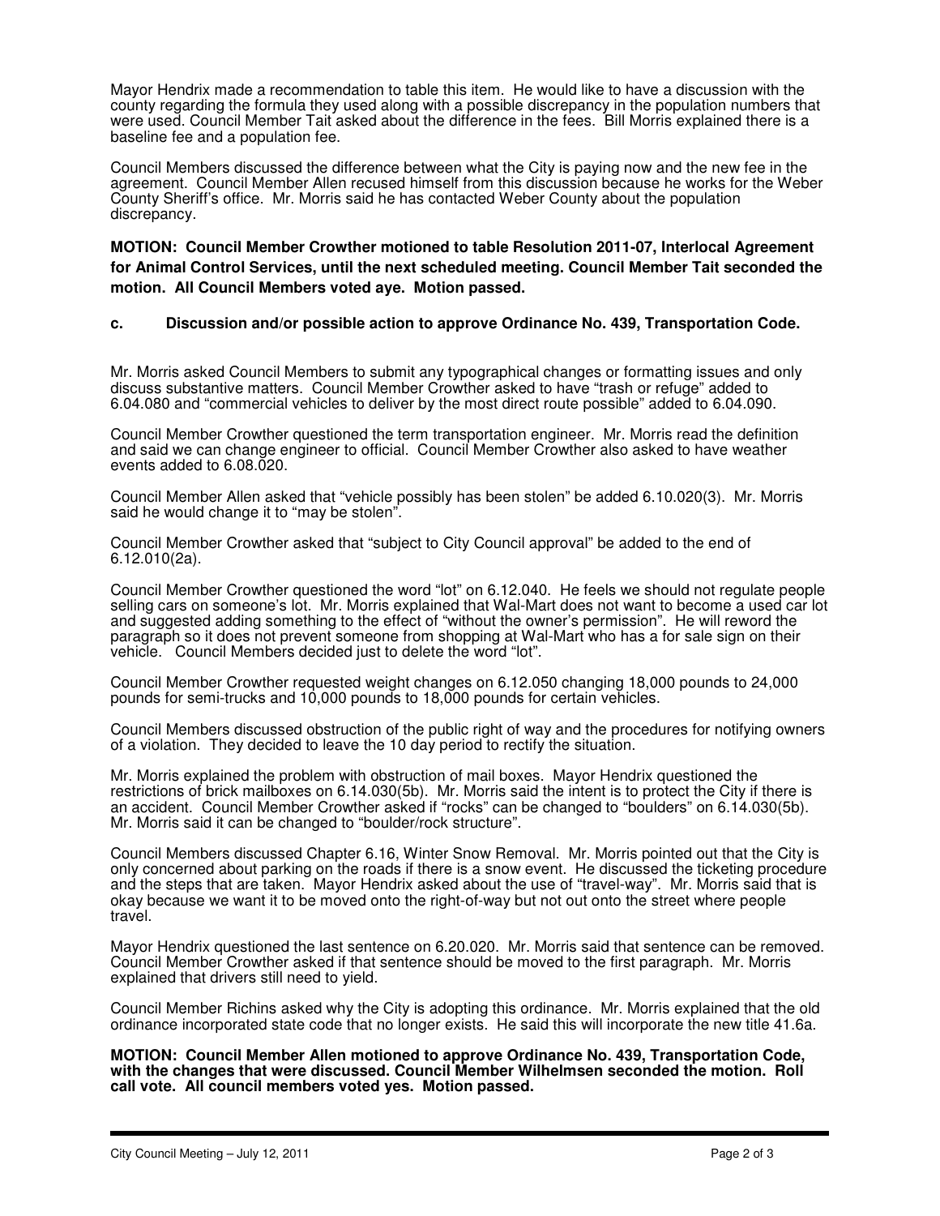Mayor Hendrix made a recommendation to table this item. He would like to have a discussion with the county regarding the formula they used along with a possible discrepancy in the population numbers that were used. Council Member Tait asked about the difference in the fees. Bill Morris explained there is a baseline fee and a population fee.

Council Members discussed the difference between what the City is paying now and the new fee in the agreement. Council Member Allen recused himself from this discussion because he works for the Weber County Sheriff's office. Mr. Morris said he has contacted Weber County about the population discrepancy.

**MOTION: Council Member Crowther motioned to table Resolution 2011-07, Interlocal Agreement for Animal Control Services, until the next scheduled meeting. Council Member Tait seconded the motion. All Council Members voted aye. Motion passed.**

**c. Discussion and/or possible action to approve Ordinance No. 439, Transportation Code.**

Mr. Morris asked Council Members to submit any typographical changes or formatting issues and only discuss substantive matters. Council Member Crowther asked to have "trash or refuge" added to 6.04.080 and "commercial vehicles to deliver by the most direct route possible" added to 6.04.090.

Council Member Crowther questioned the term transportation engineer. Mr. Morris read the definition and said we can change engineer to official. Council Member Crowther also asked to have weather events added to 6.08.020.

Council Member Allen asked that "vehicle possibly has been stolen" be added 6.10.020(3). Mr. Morris said he would change it to "may be stolen".

Council Member Crowther asked that "subject to City Council approval" be added to the end of 6.12.010(2a).

Council Member Crowther questioned the word "lot" on 6.12.040. He feels we should not regulate people selling cars on someone's lot. Mr. Morris explained that Wal-Mart does not want to become a used car lot and suggested adding something to the effect of "without the owner's permission". He will reword the paragraph so it does not prevent someone from shopping at Wal-Mart who has a for sale sign on their vehicle. Council Members decided just to delete the word "lot".

Council Member Crowther requested weight changes on 6.12.050 changing 18,000 pounds to 24,000 pounds for semi-trucks and 10,000 pounds to 18,000 pounds for certain vehicles.

Council Members discussed obstruction of the public right of way and the procedures for notifying owners of a violation. They decided to leave the 10 day period to rectify the situation.

Mr. Morris explained the problem with obstruction of mail boxes. Mayor Hendrix questioned the restrictions of brick mailboxes on 6.14.030(5b). Mr. Morris said the intent is to protect the City if there is an accident. Council Member Crowther asked if "rocks" can be changed to "boulders" on 6.14.030(5b). Mr. Morris said it can be changed to "boulder/rock structure".

Council Members discussed Chapter 6.16, Winter Snow Removal. Mr. Morris pointed out that the City is only concerned about parking on the roads if there is a snow event. He discussed the ticketing procedure and the steps that are taken. Mayor Hendrix asked about the use of "travel-way". Mr. Morris said that is okay because we want it to be moved onto the right-of-way but not out onto the street where people travel.

Mayor Hendrix questioned the last sentence on 6.20.020. Mr. Morris said that sentence can be removed. Council Member Crowther asked if that sentence should be moved to the first paragraph. Mr. Morris explained that drivers still need to yield.

Council Member Richins asked why the City is adopting this ordinance. Mr. Morris explained that the old ordinance incorporated state code that no longer exists. He said this will incorporate the new title 41.6a.

**MOTION: Council Member Allen motioned to approve Ordinance No. 439, Transportation Code, with the changes that were discussed. Council Member Wilhelmsen seconded the motion. Roll call vote. All council members voted yes. Motion passed.**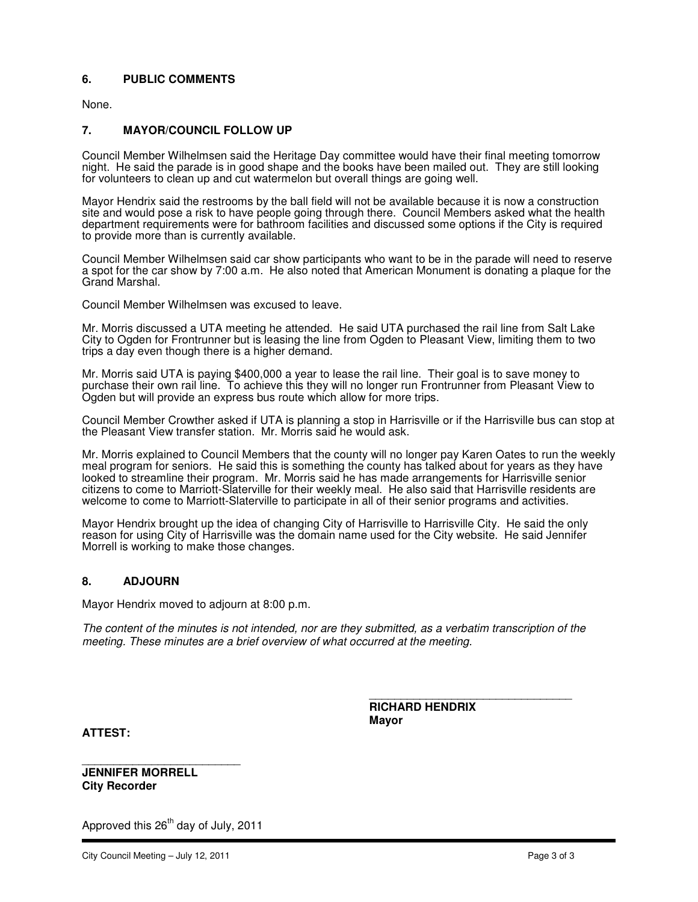### 6. PUBLIC COMMENTS

None.

### 7. MAYOR/COUNCIL FOLLOW UP

Council Member Wilhelmsen said the Heritage Day committee would have their final meeting tomorrow night. He said the parade is in good shape and the books have been mailed out. They are still looking for volunteers to clean up and cut watermelon but overall things are going well.

Mayor Hendrix said the restrooms by the ball field will not be available because it is now a construction site and would pose a risk to have people going through there. Council Members asked what the health department requirements were for bathroom facilities and discussed some options if the City is required to provide more than is currently available.

Council Member Wilhelmsen said car show participants who want to be in the parade will need to reserve a spot for the car show by 7:00 a.m. He also noted that American Monument is donating a plaque for the Grand Marshal.

Council Member Wilhelmsen was excused to leave.

Mr. Morris discussed a UTA meeting he attended. He said UTA purchased the rail line from Salt Lake City to Ogden for Frontrunner but is leasing the line from Ogden to Pleasant View, limiting them to two trips a day even though there is a higher demand.

Mr. Morris said UTA is paying $400,000 a year to lease the rail line. Their goal is to save money to purchase their own rail line. To achieve this they will no longer run Frontrunner from Pleasant View to Ogden but will provide an express bus route which allow for more trips.

Council Member Crowther asked if UTA is planning a stop in Harrisville or if the Harrisville bus can stop at the Pleasant View transfer station. Mr. Morris said he would ask.

Mr. Morris explained to Council Members that the county will no longer pay Karen Oates to run the weekly meal program for seniors. He said this is something the county has talked about for years as they have looked to streamline their program. Mr. Morris said he has made arrangements for Harrisville senior citizens to come to Marriott-Slaterville for their weekly meal. He also said that Harrisville residents are welcome to come to Marriott-Slaterville to participate in all of their senior programs and activities.

Mayor Hendrix brought up the idea of changing City of Harrisville to Harrisville City. He said the only reason for using City of Harrisville was the domain name used for the City website. He said Jennifer Morrell is working to make those changes.

### 8. ADJOURN

Mayor Hendrix moved to adjourn at 8:00 p.m.

*The content of the minutes is not intended, nor are they submitted, as a verbatim transcription of the meeting. These minutes are a brief overview of what occurred at the meeting.*

\_\_\_\_\_\_\_\_\_\_\_\_\_\_\_\_\_\_\_\_\_\_\_\_\_\_\_\_\_\_\_\_
**RICHARD HENDRIX**
**Mayor**

**ATTEST:**

\_\_\_\_\_\_\_\_\_\_\_\_\_\_\_\_\_\_\_\_\_\_\_\_\_\_
**JENNIFER MORRELL**
**City Recorder**

Approved this 26th day of July, 2011